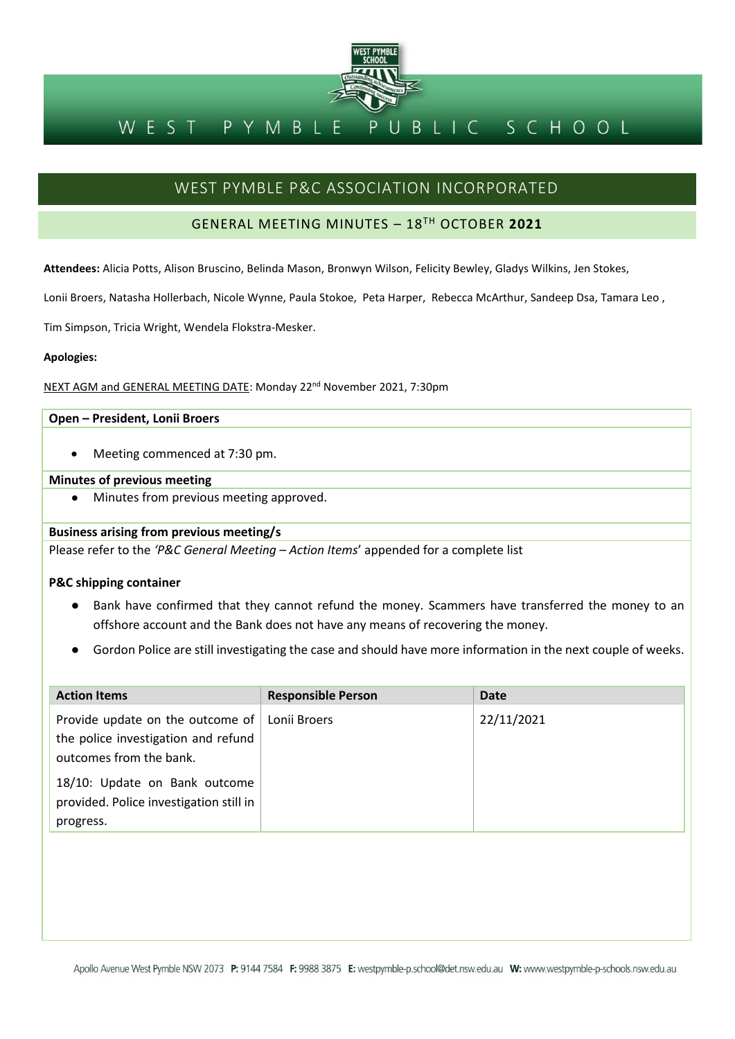# WEST PYMBLE PUBLIC SCHOOL

## WEST PYMBLE P&C ASSOCIATION INCORPORATED

### GENERAL MEETING MINUTES – 18TH OCTOBER 2021

**Attendees:** Alicia Potts, Alison Bruscino, Belinda Mason, Bronwyn Wilson, Felicity Bewley, Gladys Wilkins, Jen Stokes, Lonii Broers, Natasha Hollerbach, Nicole Wynne, Paula Stokoe, Peta Harper, Rebecca McArthur, Sandeep Dsa, Tamara Leo, Tim Simpson, Tricia Wright, Wendela Flokstra-Mesker.

**Apologies:**

NEXT AGM and GENERAL MEETING DATE: Monday 22nd November 2021, 7:30pm

**Open – President, Lonii Broers**

- Meeting commenced at 7:30 pm.

**Minutes of previous meeting**

- Minutes from previous meeting approved.

**Business arising from previous meeting/s**

Please refer to the *'P&C General Meeting – Action Items'* appended for a complete list

**P&C shipping container**

- Bank have confirmed that they cannot refund the money. Scammers have transferred the money to an offshore account and the Bank does not have any means of recovering the money.
- Gordon Police are still investigating the case and should have more information in the next couple of weeks.

| Action Items | Responsible Person | Date |
|---|---|---|
| Provide update on the outcome of the police investigation and refund outcomes from the bank.<br><br>18/10: Update on Bank outcome provided. Police investigation still in progress. | Lonii Broers | 22/11/2021 |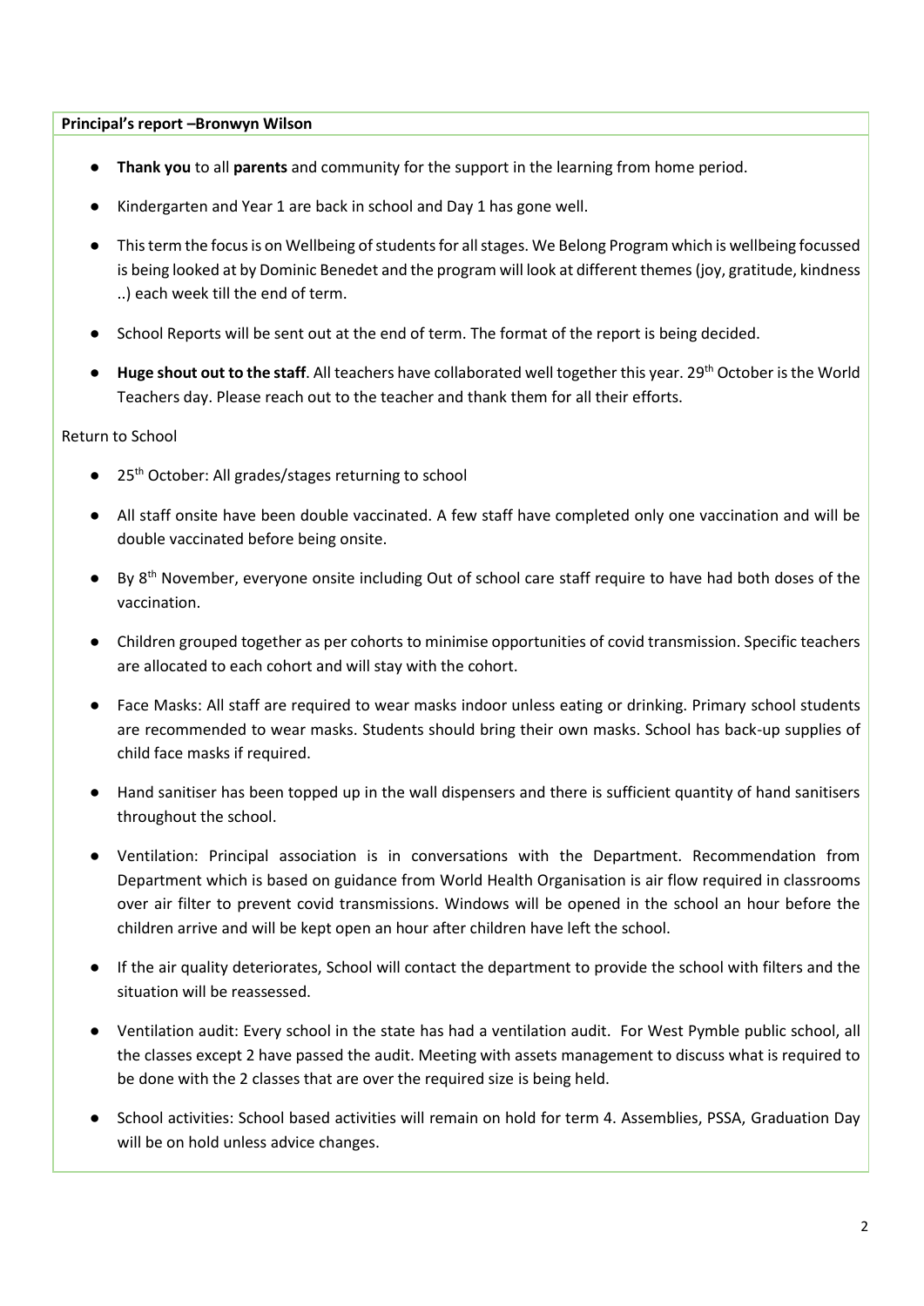**Principal's report –Bronwyn Wilson**

- **Thank you** to all **parents** and community for the support in the learning from home period.
- Kindergarten and Year 1 are back in school and Day 1 has gone well.
- This term the focus is on Wellbeing of students for all stages. We Belong Program which is wellbeing focussed is being looked at by Dominic Benedet and the program will look at different themes (joy, gratitude, kindness ..) each week till the end of term.
- School Reports will be sent out at the end of term. The format of the report is being decided.
- **Huge shout out to the staff**. All teachers have collaborated well together this year. 29th October is the World Teachers day. Please reach out to the teacher and thank them for all their efforts.

Return to School

- 25th October: All grades/stages returning to school
- All staff onsite have been double vaccinated. A few staff have completed only one vaccination and will be double vaccinated before being onsite.
- By 8th November, everyone onsite including Out of school care staff require to have had both doses of the vaccination.
- Children grouped together as per cohorts to minimise opportunities of covid transmission. Specific teachers are allocated to each cohort and will stay with the cohort.
- Face Masks: All staff are required to wear masks indoor unless eating or drinking. Primary school students are recommended to wear masks. Students should bring their own masks. School has back-up supplies of child face masks if required.
- Hand sanitiser has been topped up in the wall dispensers and there is sufficient quantity of hand sanitisers throughout the school.
- Ventilation: Principal association is in conversations with the Department. Recommendation from Department which is based on guidance from World Health Organisation is air flow required in classrooms over air filter to prevent covid transmissions. Windows will be opened in the school an hour before the children arrive and will be kept open an hour after children have left the school.
- If the air quality deteriorates, School will contact the department to provide the school with filters and the situation will be reassessed.
- Ventilation audit: Every school in the state has had a ventilation audit. For West Pymble public school, all the classes except 2 have passed the audit. Meeting with assets management to discuss what is required to be done with the 2 classes that are over the required size is being held.
- School activities: School based activities will remain on hold for term 4. Assemblies, PSSA, Graduation Day will be on hold unless advice changes.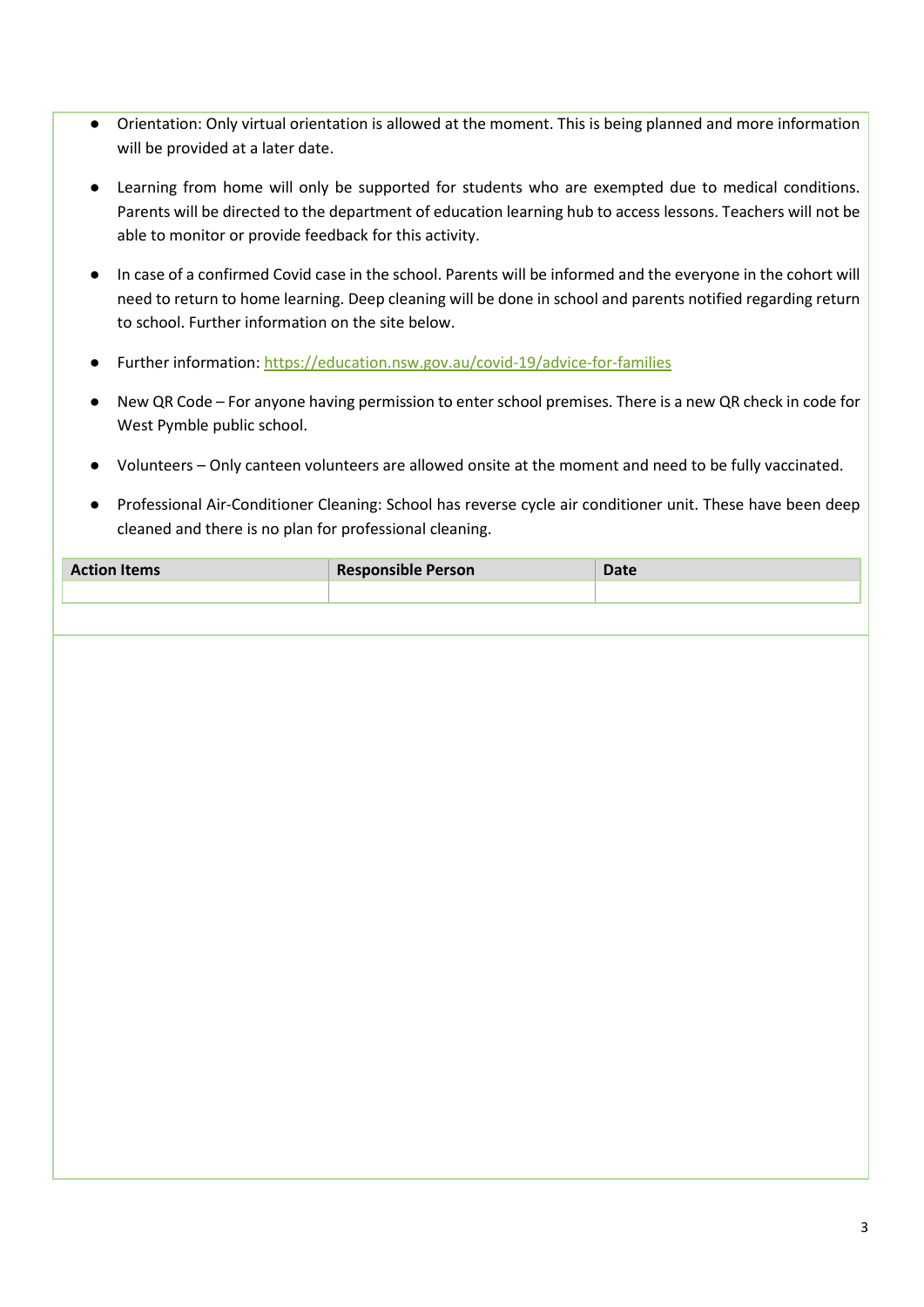- Orientation: Only virtual orientation is allowed at the moment. This is being planned and more information will be provided at a later date.

- Learning from home will only be supported for students who are exempted due to medical conditions. Parents will be directed to the department of education learning hub to access lessons. Teachers will not be able to monitor or provide feedback for this activity.

- In case of a confirmed Covid case in the school. Parents will be informed and the everyone in the cohort will need to return to home learning. Deep cleaning will be done in school and parents notified regarding return to school. Further information on the site below.

- Further information: https://education.nsw.gov.au/covid-19/advice-for-families

- New QR Code – For anyone having permission to enter school premises. There is a new QR check in code for West Pymble public school.

- Volunteers – Only canteen volunteers are allowed onsite at the moment and need to be fully vaccinated.

- Professional Air-Conditioner Cleaning: School has reverse cycle air conditioner unit. These have been deep cleaned and there is no plan for professional cleaning.

| Action Items | Responsible Person | Date |
|---|---|---|
| | | |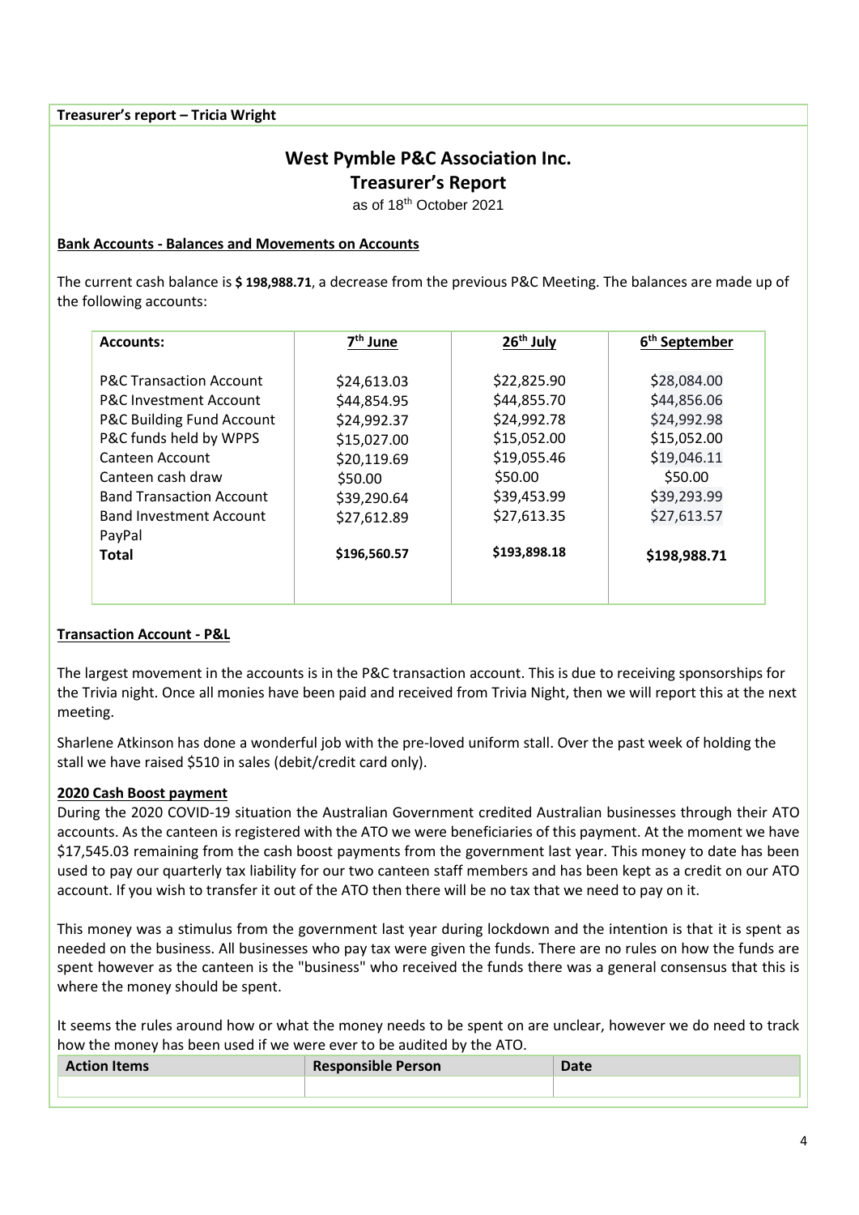**Treasurer's report – Tricia Wright**

# West Pymble P&C Association Inc.
## Treasurer's Report

as of 18th October 2021

**Bank Accounts - Balances and Movements on Accounts**

The current cash balance is **$ 198,988.71**, a decrease from the previous P&C Meeting. The balances are made up of the following accounts:

| Accounts: | 7th June | 26th July | 6th September |
|---|---|---|---|
| P&C Transaction Account | $24,613.03 | $22,825.90 | $28,084.00 |
| P&C Investment Account | $44,854.95 | $44,855.70 | $44,856.06 |
| P&C Building Fund Account | $24,992.37 | $24,992.78 | $24,992.98 |
| P&C funds held by WPPS | $15,027.00 | $15,052.00 | $15,052.00 |
| Canteen Account | $20,119.69 | $19,055.46 | $19,046.11 |
| Canteen cash draw | $50.00 | $50.00 | $50.00 |
| Band Transaction Account | $39,290.64 | $39,453.99 | $39,293.99 |
| Band Investment Account | $27,612.89 | $27,613.35 | $27,613.57 |
| PayPal | | | |
| **Total** | **$196,560.57** | **$193,898.18** | **$198,988.71** |

**Transaction Account - P&L**

The largest movement in the accounts is in the P&C transaction account. This is due to receiving sponsorships for the Trivia night. Once all monies have been paid and received from Trivia Night, then we will report this at the next meeting.

Sharlene Atkinson has done a wonderful job with the pre-loved uniform stall. Over the past week of holding the stall we have raised $510 in sales (debit/credit card only).

**2020 Cash Boost payment**

During the 2020 COVID-19 situation the Australian Government credited Australian businesses through their ATO accounts. As the canteen is registered with the ATO we were beneficiaries of this payment. At the moment we have $17,545.03 remaining from the cash boost payments from the government last year. This money to date has been used to pay our quarterly tax liability for our two canteen staff members and has been kept as a credit on our ATO account. If you wish to transfer it out of the ATO then there will be no tax that we need to pay on it.

This money was a stimulus from the government last year during lockdown and the intention is that it is spent as needed on the business. All businesses who pay tax were given the funds. There are no rules on how the funds are spent however as the canteen is the "business" who received the funds there was a general consensus that this is where the money should be spent.

It seems the rules around how or what the money needs to be spent on are unclear, however we do need to track how the money has been used if we were ever to be audited by the ATO.

| Action Items | Responsible Person | Date |
|---|---|---|
| | | |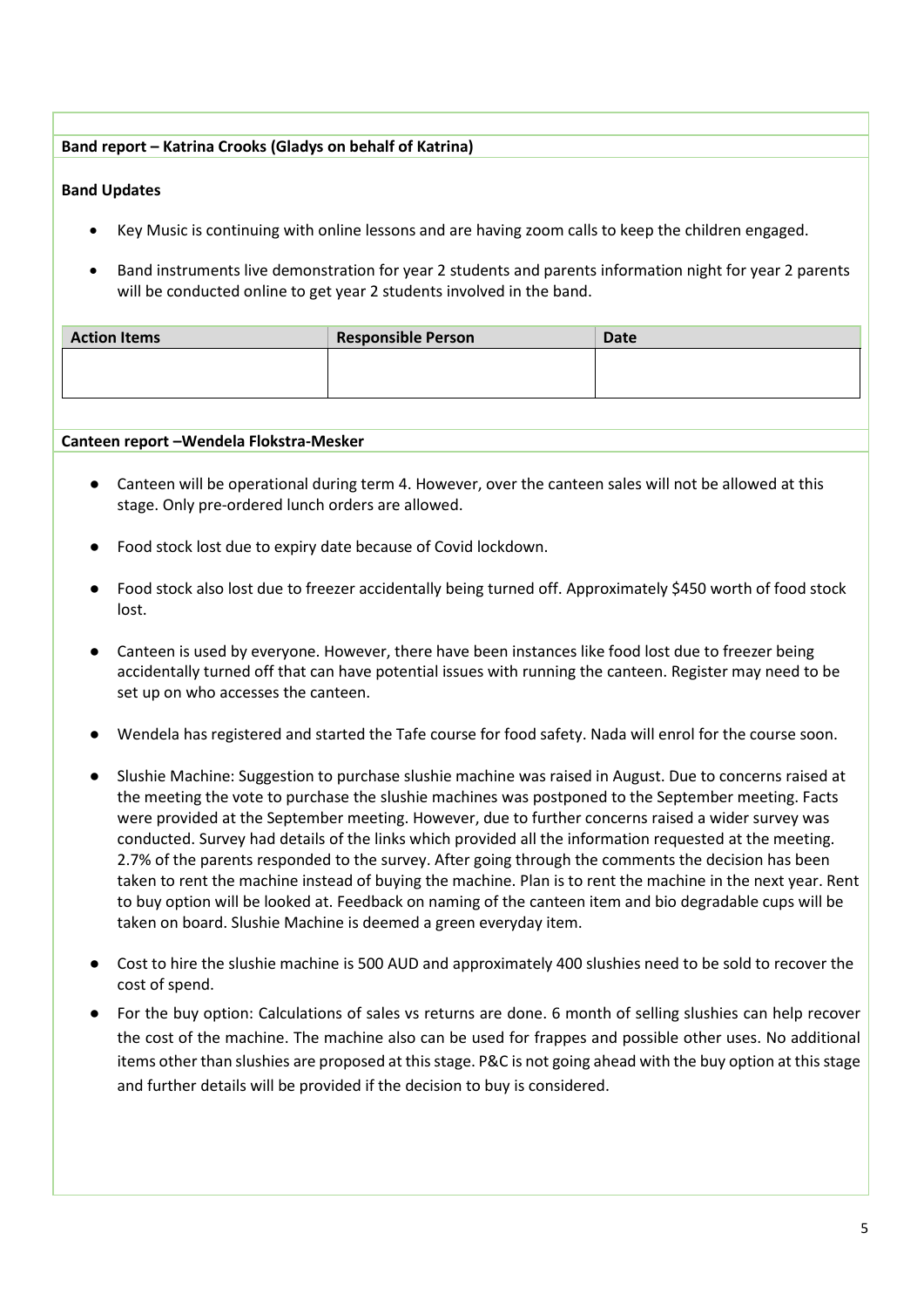**Band report – Katrina Crooks (Gladys on behalf of Katrina)**

**Band Updates**

- Key Music is continuing with online lessons and are having zoom calls to keep the children engaged.
- Band instruments live demonstration for year 2 students and parents information night for year 2 parents will be conducted online to get year 2 students involved in the band.

| Action Items | Responsible Person | Date |
| --- | --- | --- |
| | | |

**Canteen report –Wendela Flokstra-Mesker**

- Canteen will be operational during term 4. However, over the canteen sales will not be allowed at this stage. Only pre-ordered lunch orders are allowed.
- Food stock lost due to expiry date because of Covid lockdown.
- Food stock also lost due to freezer accidentally being turned off. Approximately $450 worth of food stock lost.
- Canteen is used by everyone. However, there have been instances like food lost due to freezer being accidentally turned off that can have potential issues with running the canteen. Register may need to be set up on who accesses the canteen.
- Wendela has registered and started the Tafe course for food safety. Nada will enrol for the course soon.
- Slushie Machine: Suggestion to purchase slushie machine was raised in August. Due to concerns raised at the meeting the vote to purchase the slushie machines was postponed to the September meeting. Facts were provided at the September meeting. However, due to further concerns raised a wider survey was conducted. Survey had details of the links which provided all the information requested at the meeting. 2.7% of the parents responded to the survey. After going through the comments the decision has been taken to rent the machine instead of buying the machine. Plan is to rent the machine in the next year. Rent to buy option will be looked at. Feedback on naming of the canteen item and bio degradable cups will be taken on board. Slushie Machine is deemed a green everyday item.
- Cost to hire the slushie machine is 500 AUD and approximately 400 slushies need to be sold to recover the cost of spend.
- For the buy option: Calculations of sales vs returns are done. 6 month of selling slushies can help recover the cost of the machine. The machine also can be used for frappes and possible other uses. No additional items other than slushies are proposed at this stage. P&C is not going ahead with the buy option at this stage and further details will be provided if the decision to buy is considered.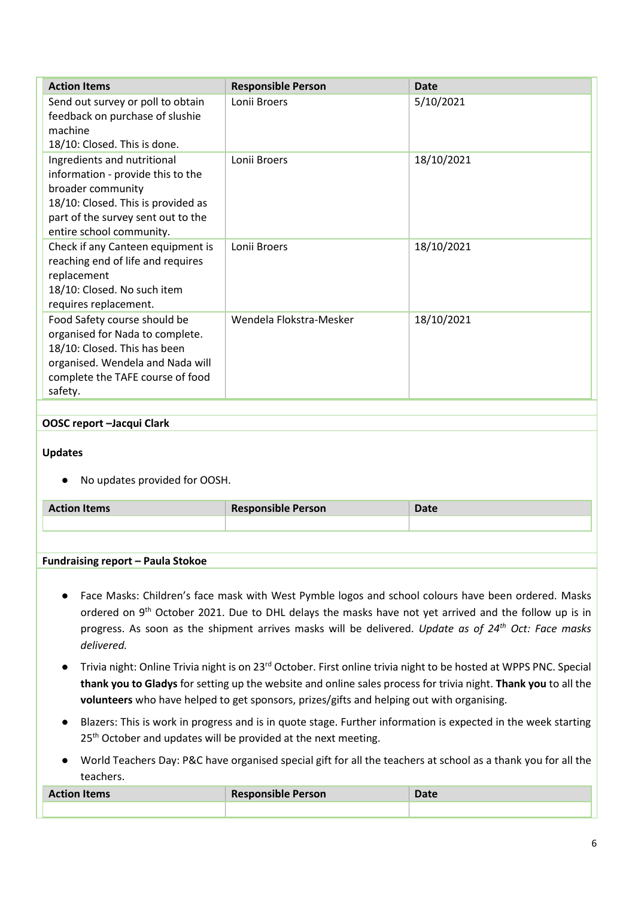| Action Items | Responsible Person | Date |
| --- | --- | --- |
| Send out survey or poll to obtain feedback on purchase of slushie machine<br>18/10: Closed. This is done. | Lonii Broers | 5/10/2021 |
| Ingredients and nutritional information - provide this to the broader community<br>18/10: Closed. This is provided as part of the survey sent out to the entire school community. | Lonii Broers | 18/10/2021 |
| Check if any Canteen equipment is reaching end of life and requires replacement<br>18/10: Closed. No such item requires replacement. | Lonii Broers | 18/10/2021 |
| Food Safety course should be organised for Nada to complete.<br>18/10: Closed. This has been organised. Wendela and Nada will complete the TAFE course of food safety. | Wendela Flokstra-Mesker | 18/10/2021 |

**OOSC report –Jacqui Clark**

**Updates**

- No updates provided for OOSH.

| Action Items | Responsible Person | Date |
| --- | --- | --- |
| | | |

**Fundraising report – Paula Stokoe**

- Face Masks: Children's face mask with West Pymble logos and school colours have been ordered. Masks ordered on 9th October 2021. Due to DHL delays the masks have not yet arrived and the follow up is in progress. As soon as the shipment arrives masks will be delivered. *Update as of 24th Oct: Face masks delivered.*
- Trivia night: Online Trivia night is on 23rd October. First online trivia night to be hosted at WPPS PNC. Special **thank you to Gladys** for setting up the website and online sales process for trivia night. **Thank you** to all the **volunteers** who have helped to get sponsors, prizes/gifts and helping out with organising.
- Blazers: This is work in progress and is in quote stage. Further information is expected in the week starting 25th October and updates will be provided at the next meeting.
- World Teachers Day: P&C have organised special gift for all the teachers at school as a thank you for all the teachers.

| Action Items | Responsible Person | Date |
| --- | --- | --- |
| | | |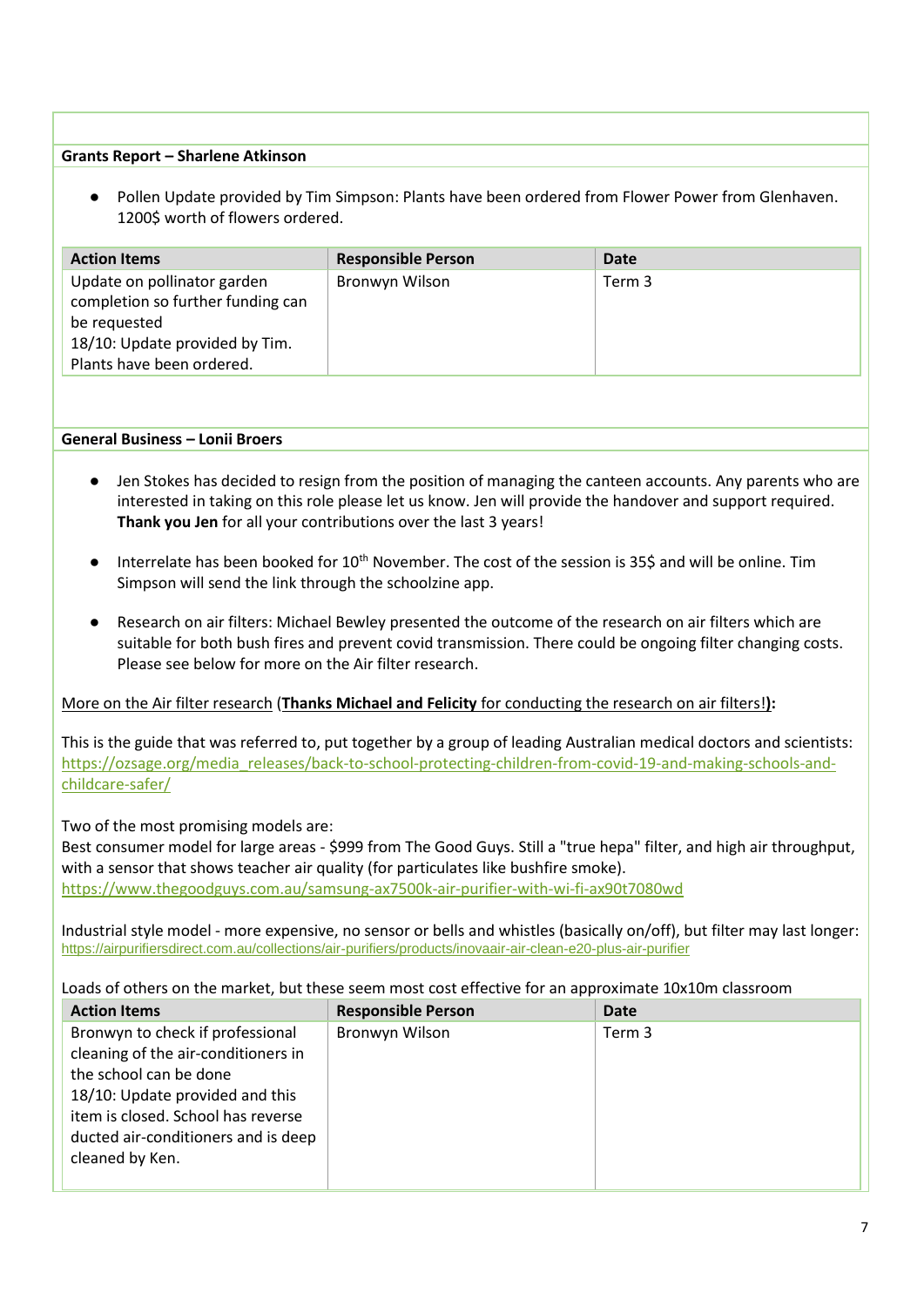**Grants Report – Sharlene Atkinson**

- Pollen Update provided by Tim Simpson: Plants have been ordered from Flower Power from Glenhaven. 1200$ worth of flowers ordered.

| Action Items | Responsible Person | Date |
|---|---|---|
| Update on pollinator garden completion so further funding can be requested<br>18/10: Update provided by Tim. Plants have been ordered. | Bronwyn Wilson | Term 3 |

**General Business – Lonii Broers**

- Jen Stokes has decided to resign from the position of managing the canteen accounts. Any parents who are interested in taking on this role please let us know. Jen will provide the handover and support required. **Thank you Jen** for all your contributions over the last 3 years!

- Interrelate has been booked for 10th November. The cost of the session is 35$ and will be online. Tim Simpson will send the link through the schoolzine app.

- Research on air filters: Michael Bewley presented the outcome of the research on air filters which are suitable for both bush fires and prevent covid transmission. There could be ongoing filter changing costs. Please see below for more on the Air filter research.

More on the Air filter research (**Thanks Michael and Felicity** for conducting the research on air filters!**):**

This is the guide that was referred to, put together by a group of leading Australian medical doctors and scientists: https://ozsage.org/media_releases/back-to-school-protecting-children-from-covid-19-and-making-schools-and-childcare-safer/

Two of the most promising models are:
Best consumer model for large areas - $999 from The Good Guys. Still a "true hepa" filter, and high air throughput, with a sensor that shows teacher air quality (for particulates like bushfire smoke).
https://www.thegoodguys.com.au/samsung-ax7500k-air-purifier-with-wi-fi-ax90t7080wd

Industrial style model - more expensive, no sensor or bells and whistles (basically on/off), but filter may last longer: https://airpurifiersdirect.com.au/collections/air-purifiers/products/inovaair-air-clean-e20-plus-air-purifier

Loads of others on the market, but these seem most cost effective for an approximate 10x10m classroom

| Action Items | Responsible Person | Date |
|---|---|---|
| Bronwyn to check if professional cleaning of the air-conditioners in the school can be done<br>18/10: Update provided and this item is closed. School has reverse ducted air-conditioners and is deep cleaned by Ken. | Bronwyn Wilson | Term 3 |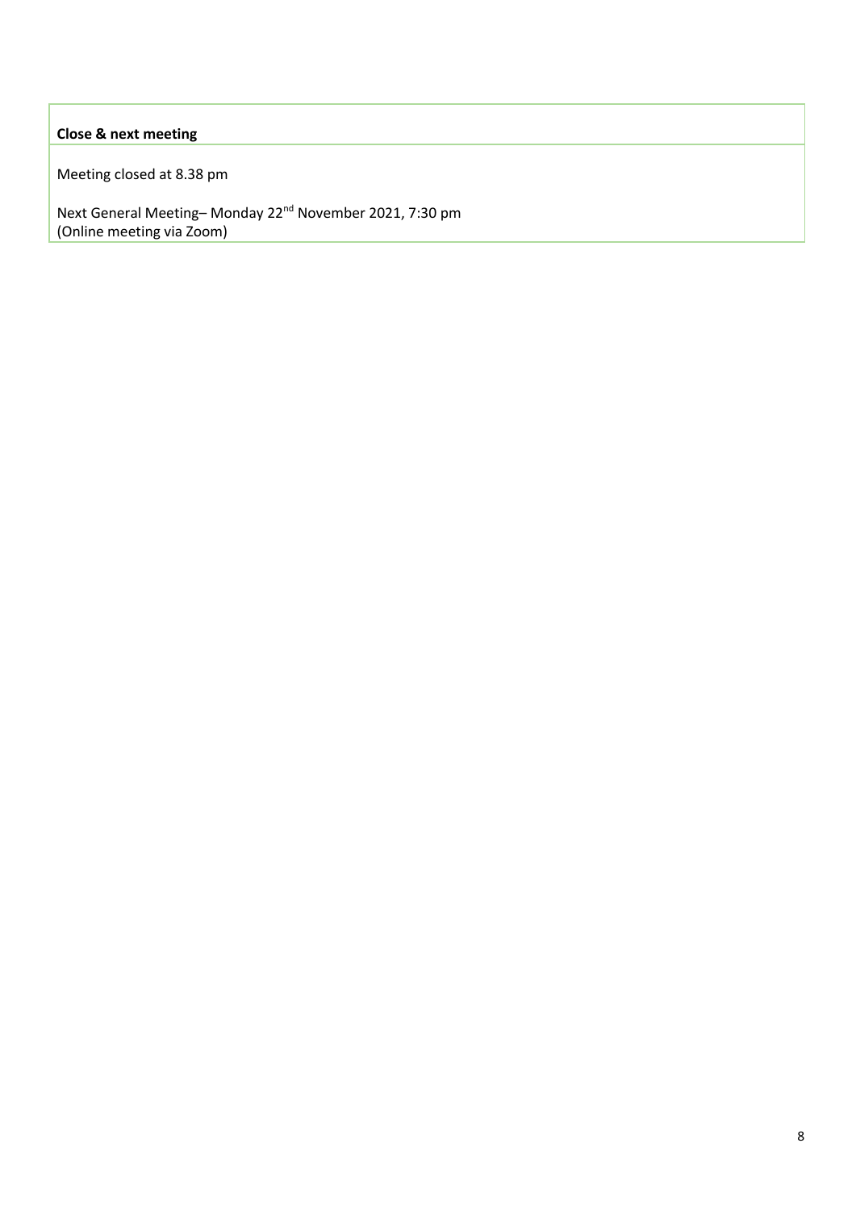**Close & next meeting**

Meeting closed at 8.38 pm

Next General Meeting– Monday 22nd November 2021, 7:30 pm
(Online meeting via Zoom)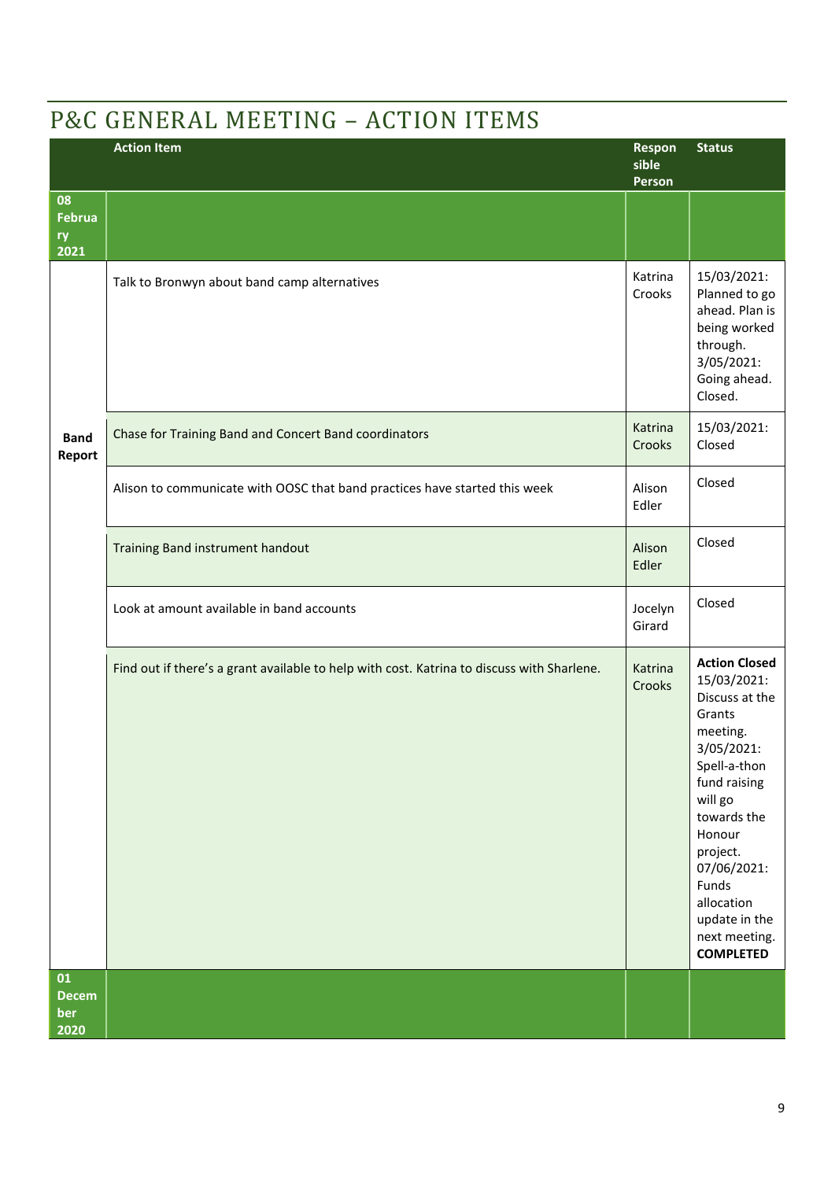## P&C GENERAL MEETING – ACTION ITEMS

| | Action Item | Responsible Person | Status |
|---|---|---|---|
| **08 February 2021** | | | |
| **Band Report** | Talk to Bronwyn about band camp alternatives | Katrina Crooks | 15/03/2021: Planned to go ahead. Plan is being worked through. 3/05/2021: Going ahead. Closed. |
| | Chase for Training Band and Concert Band coordinators | Katrina Crooks | 15/03/2021: Closed |
| | Alison to communicate with OOSC that band practices have started this week | Alison Edler | Closed |
| | Training Band instrument handout | Alison Edler | Closed |
| | Look at amount available in band accounts | Jocelyn Girard | Closed |
| | Find out if there's a grant available to help with cost. Katrina to discuss with Sharlene. | Katrina Crooks | **Action Closed** 15/03/2021: Discuss at the Grants meeting. 3/05/2021: Spell-a-thon fund raising will go towards the Honour project. 07/06/2021: Funds allocation update in the next meeting. **COMPLETED** |
| **01 December 2020** | | | |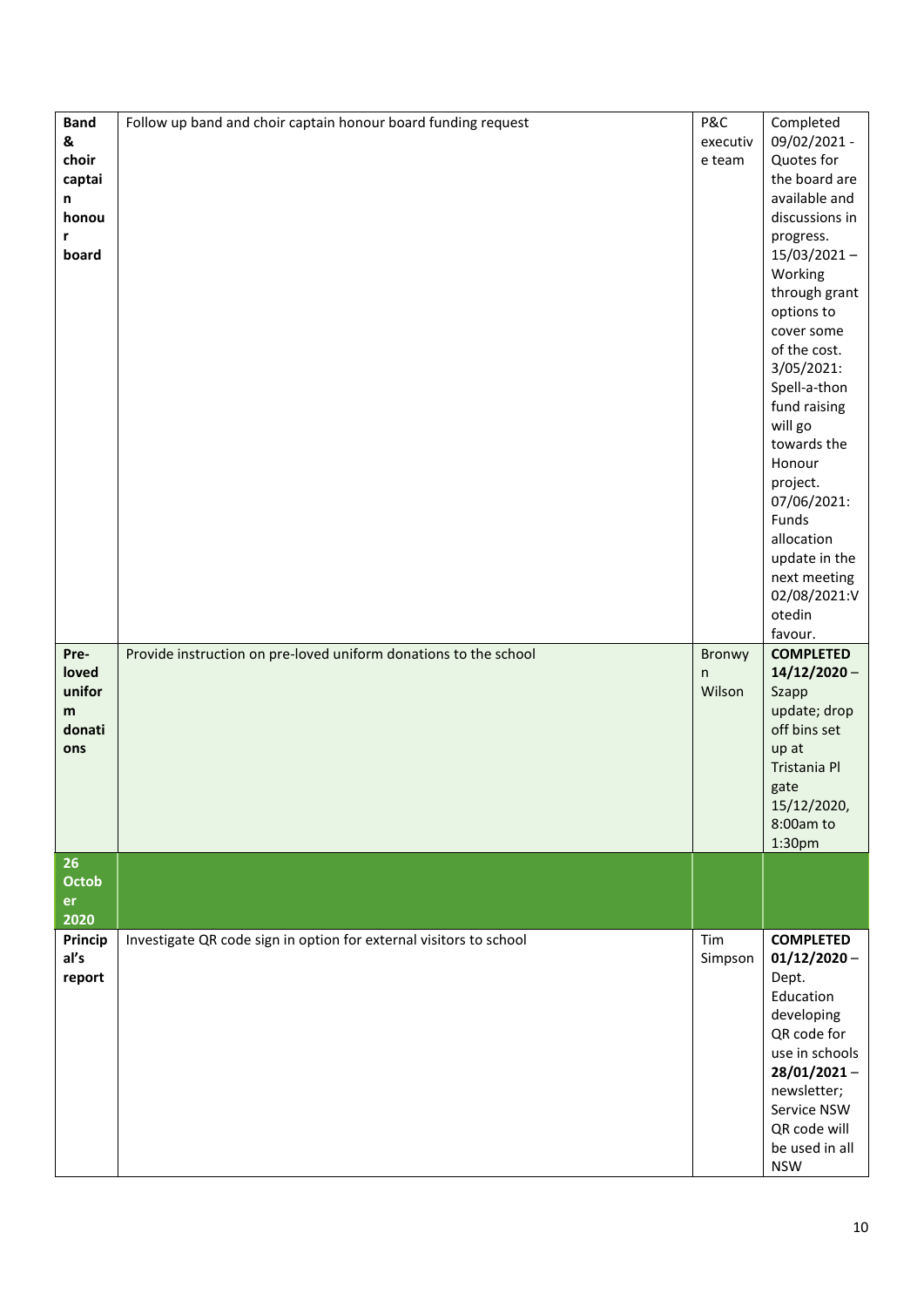| | | | |
|---|---|---|---|
| **Band & choir captain honour board** | Follow up band and choir captain honour board funding request | P&C executive team | Completed 09/02/2021 - Quotes for the board are available and discussions in progress. 15/03/2021 – Working through grant options to cover some of the cost. 3/05/2021: Spell-a-thon fund raising will go towards the Honour project. 07/06/2021: Funds allocation update in the next meeting 02/08/2021:Votedin favour. |
| **Pre-loved uniform donations** | Provide instruction on pre-loved uniform donations to the school | Bronwyn Wilson | **COMPLETED 14/12/2020** – Szapp update; drop off bins set up at Tristania Pl gate 15/12/2020, 8:00am to 1:30pm |
| **26 October 2020** | | | |
| **Principal's report** | Investigate QR code sign in option for external visitors to school | Tim Simpson | **COMPLETED 01/12/2020** – Dept. Education developing QR code for use in schools **28/01/2021** – newsletter; Service NSW QR code will be used in all NSW |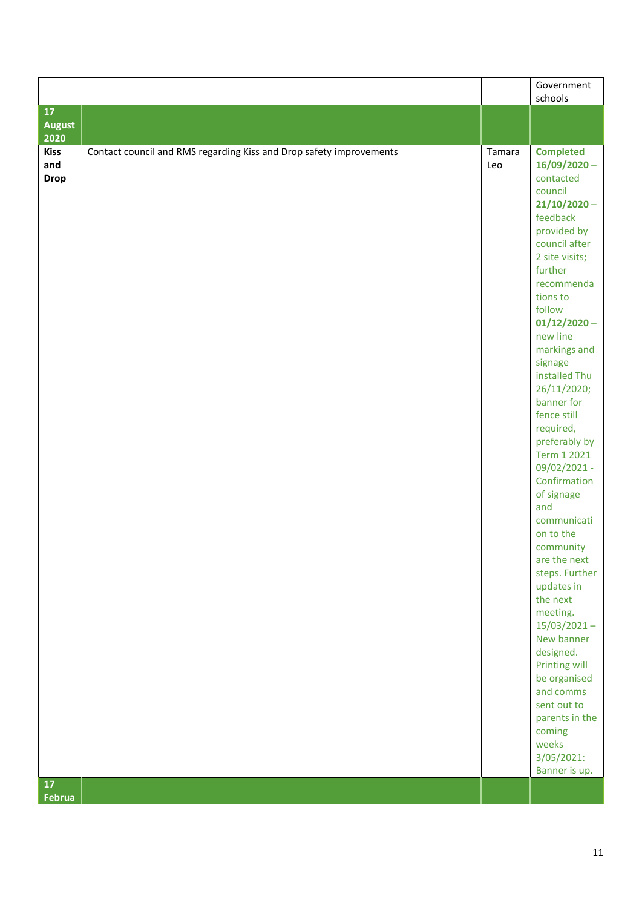| | | | Government schools |
|---|---|---|---|
| **17 August 2020** | | | |
| **Kiss and Drop** | Contact council and RMS regarding Kiss and Drop safety improvements | Tamara Leo | **Completed** **16/09/2020** – contacted council **21/10/2020** – feedback provided by council after 2 site visits; further recommendations to follow **01/12/2020** – new line markings and signage installed Thu 26/11/2020; banner for fence still required, preferably by Term 1 2021 09/02/2021 - Confirmation of signage and communication to the community are the next steps. Further updates in the next meeting. 15/03/2021 – New banner designed. Printing will be organised and comms sent out to parents in the coming weeks 3/05/2021: Banner is up. |
| **17 Februa** | | | |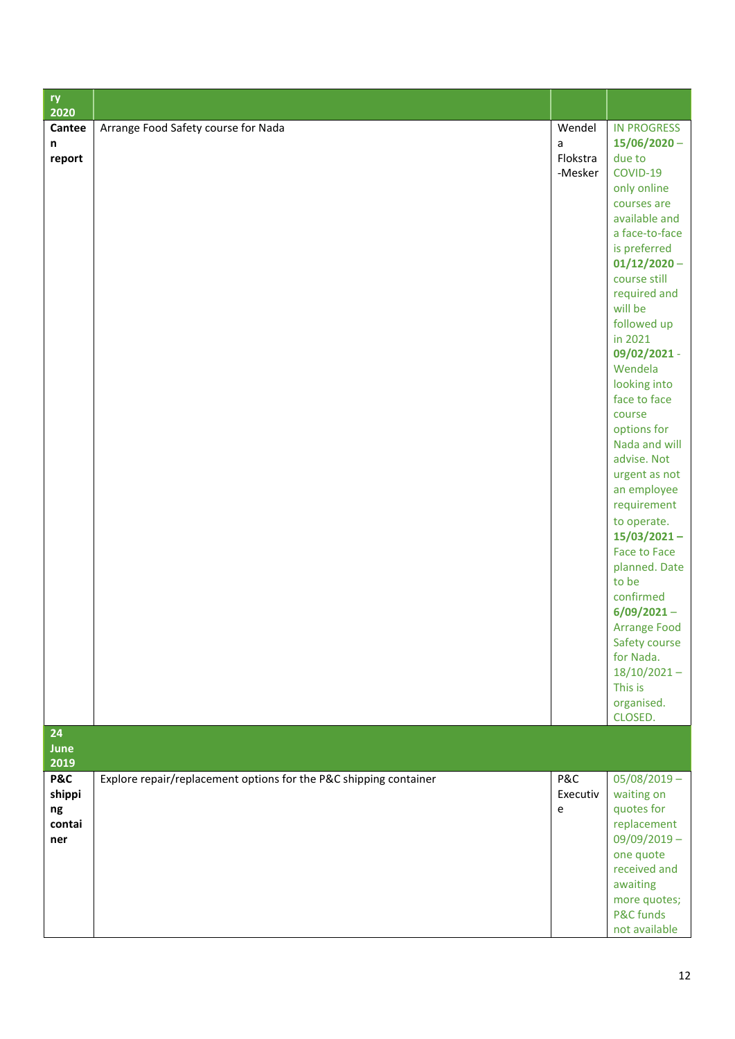| ry 2020 | | | |
|---|---|---|---|
| **Canteen report** | Arrange Food Safety course for Nada | Wendela Flokstra-Mesker | IN PROGRESS **15/06/2020** – due to COVID-19 only online courses are available and a face-to-face is preferred **01/12/2020** – course still required and will be followed up in 2021 **09/02/2021** - Wendela looking into face to face course options for Nada and will advise. Not urgent as not an employee requirement to operate. **15/03/2021 –** Face to Face planned. Date to be confirmed **6/09/2021** – Arrange Food Safety course for Nada. 18/10/2021 – This is organised. CLOSED. |
| **24 June 2019** | | | |
| **P&C shipping container** | Explore repair/replacement options for the P&C shipping container | P&C Executive | 05/08/2019 – waiting on quotes for replacement 09/09/2019 – one quote received and awaiting more quotes; P&C funds not available |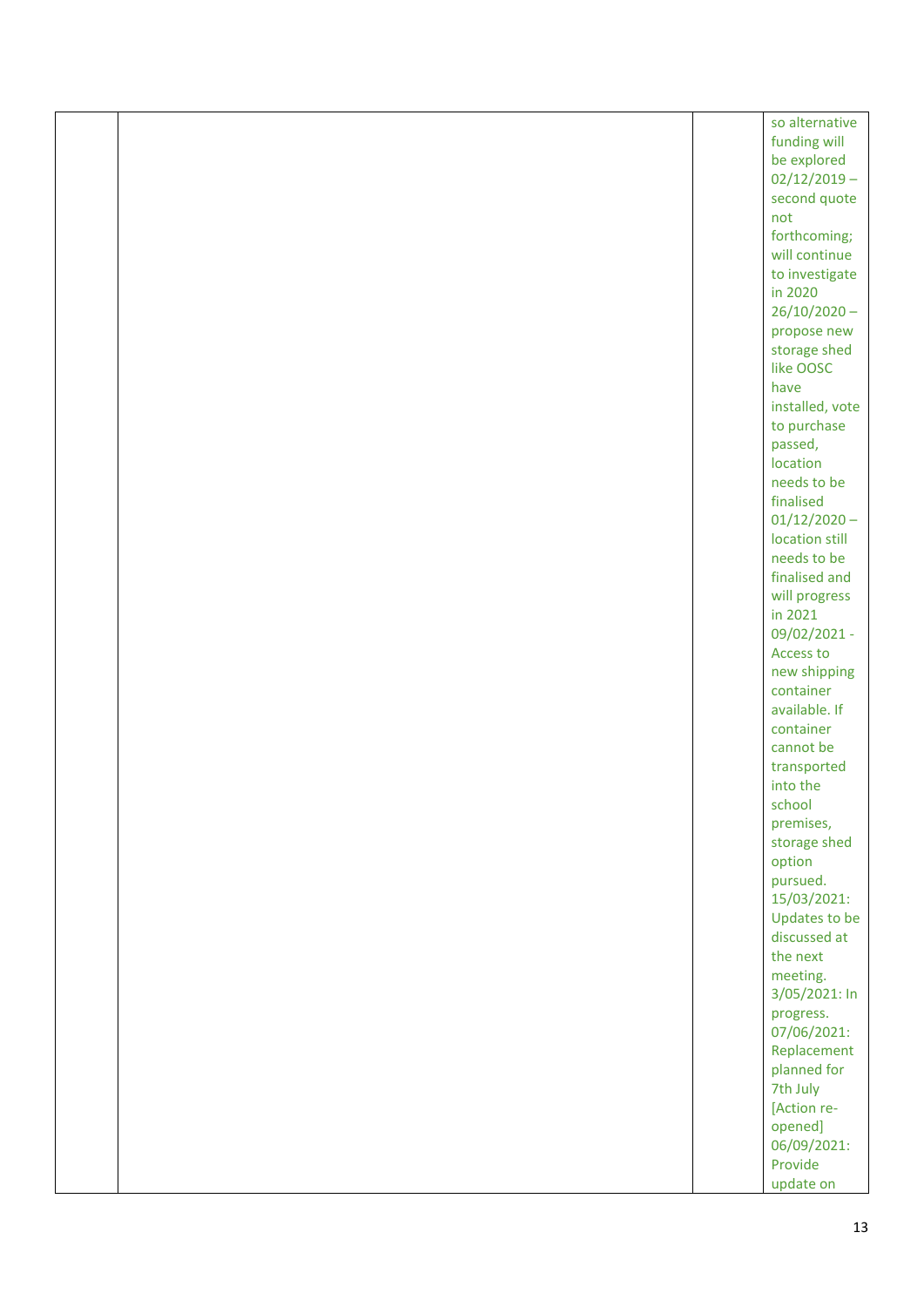| | | | |
|---|---|---|---|
| | | | so alternative funding will be explored 02/12/2019 – second quote not forthcoming; will continue to investigate in 2020 26/10/2020 – propose new storage shed like OOSC have installed, vote to purchase passed, location needs to be finalised 01/12/2020 – location still needs to be finalised and will progress in 2021 09/02/2021 - Access to new shipping container available. If container cannot be transported into the school premises, storage shed option pursued. 15/03/2021: Updates to be discussed at the next meeting. 3/05/2021: In progress. 07/06/2021: Replacement planned for 7th July [Action re-opened] 06/09/2021: Provide update on |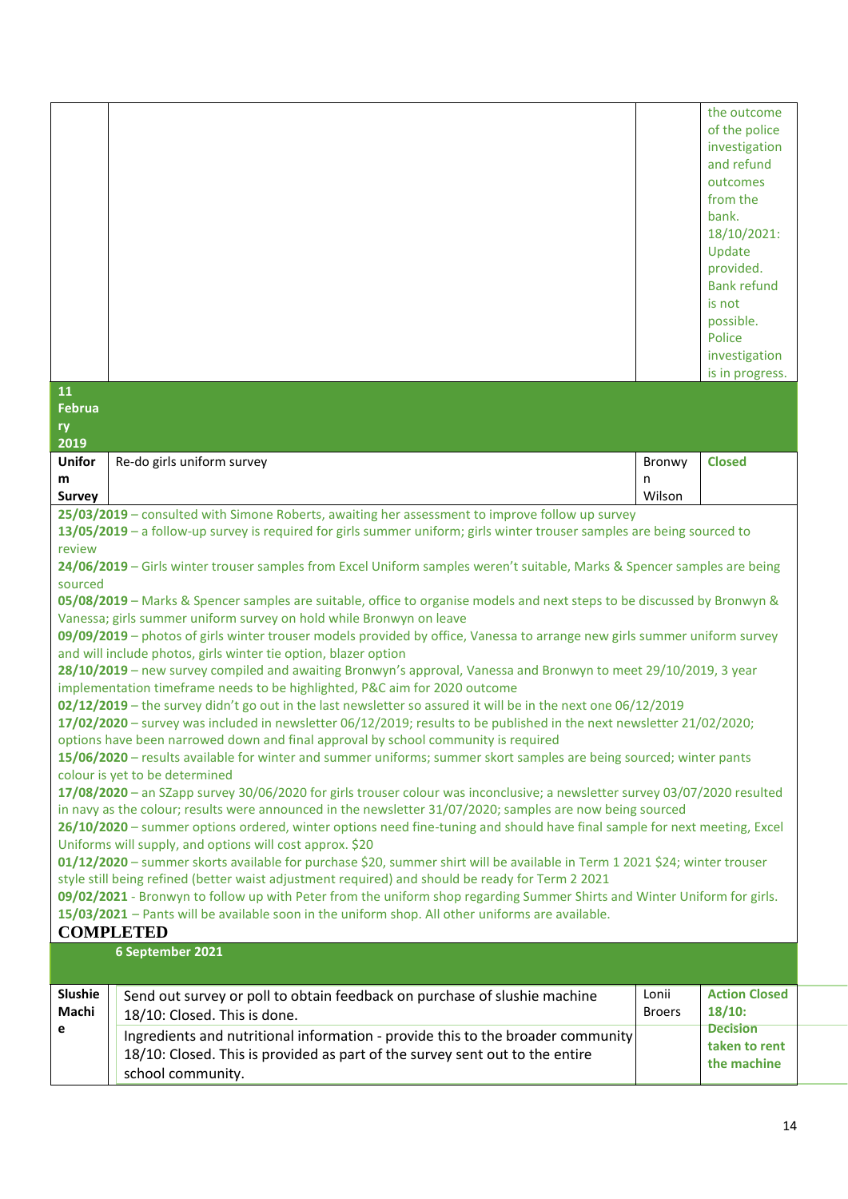| | | | |
|---|---|---|---|
| | | | the outcome of the police investigation and refund outcomes from the bank. 18/10/2021: Update provided. Bank refund is not possible. Police investigation is in progress. |
| **11 February 2019** | | | |
| **Uniform Survey** | Re-do girls uniform survey | Bronwyn Wilson | **Closed** |

**25/03/2019** – consulted with Simone Roberts, awaiting her assessment to improve follow up survey
**13/05/2019** – a follow-up survey is required for girls summer uniform; girls winter trouser samples are being sourced to review
**24/06/2019** – Girls winter trouser samples from Excel Uniform samples weren't suitable, Marks & Spencer samples are being sourced
**05/08/2019** – Marks & Spencer samples are suitable, office to organise models and next steps to be discussed by Bronwyn & Vanessa; girls summer uniform survey on hold while Bronwyn on leave
**09/09/2019** – photos of girls winter trouser models provided by office, Vanessa to arrange new girls summer uniform survey and will include photos, girls winter tie option, blazer option
**28/10/2019** – new survey compiled and awaiting Bronwyn's approval, Vanessa and Bronwyn to meet 29/10/2019, 3 year implementation timeframe needs to be highlighted, P&C aim for 2020 outcome
**02/12/2019** – the survey didn't go out in the last newsletter so assured it will be in the next one 06/12/2019
**17/02/2020** – survey was included in newsletter 06/12/2019; results to be published in the next newsletter 21/02/2020; options have been narrowed down and final approval by school community is required
**15/06/2020** – results available for winter and summer uniforms; summer skort samples are being sourced; winter pants colour is yet to be determined
**17/08/2020** – an SZapp survey 30/06/2020 for girls trouser colour was inconclusive; a newsletter survey 03/07/2020 resulted in navy as the colour; results were announced in the newsletter 31/07/2020; samples are now being sourced
**26/10/2020** – summer options ordered, winter options need fine-tuning and should have final sample for next meeting, Excel Uniforms will supply, and options will cost approx. $20
**01/12/2020** – summer skorts available for purchase $20, summer shirt will be available in Term 1 2021 $24; winter trouser style still being refined (better waist adjustment required) and should be ready for Term 2 2021
**09/02/2021** - Bronwyn to follow up with Peter from the uniform shop regarding Summer Shirts and Winter Uniform for girls.
**15/03/2021** – Pants will be available soon in the uniform shop. All other uniforms are available.

**COMPLETED**

| | | | |
|---|---|---|---|
| | **6 September 2021** | | |
| **Slushie Machine** | Send out survey or poll to obtain feedback on purchase of slushie machine<br>18/10: Closed. This is done.<br>Ingredients and nutritional information - provide this to the broader community<br>18/10: Closed. This is provided as part of the survey sent out to the entire school community. | Lonii Broers | **Action Closed 18/10: Decision taken to rent the machine** |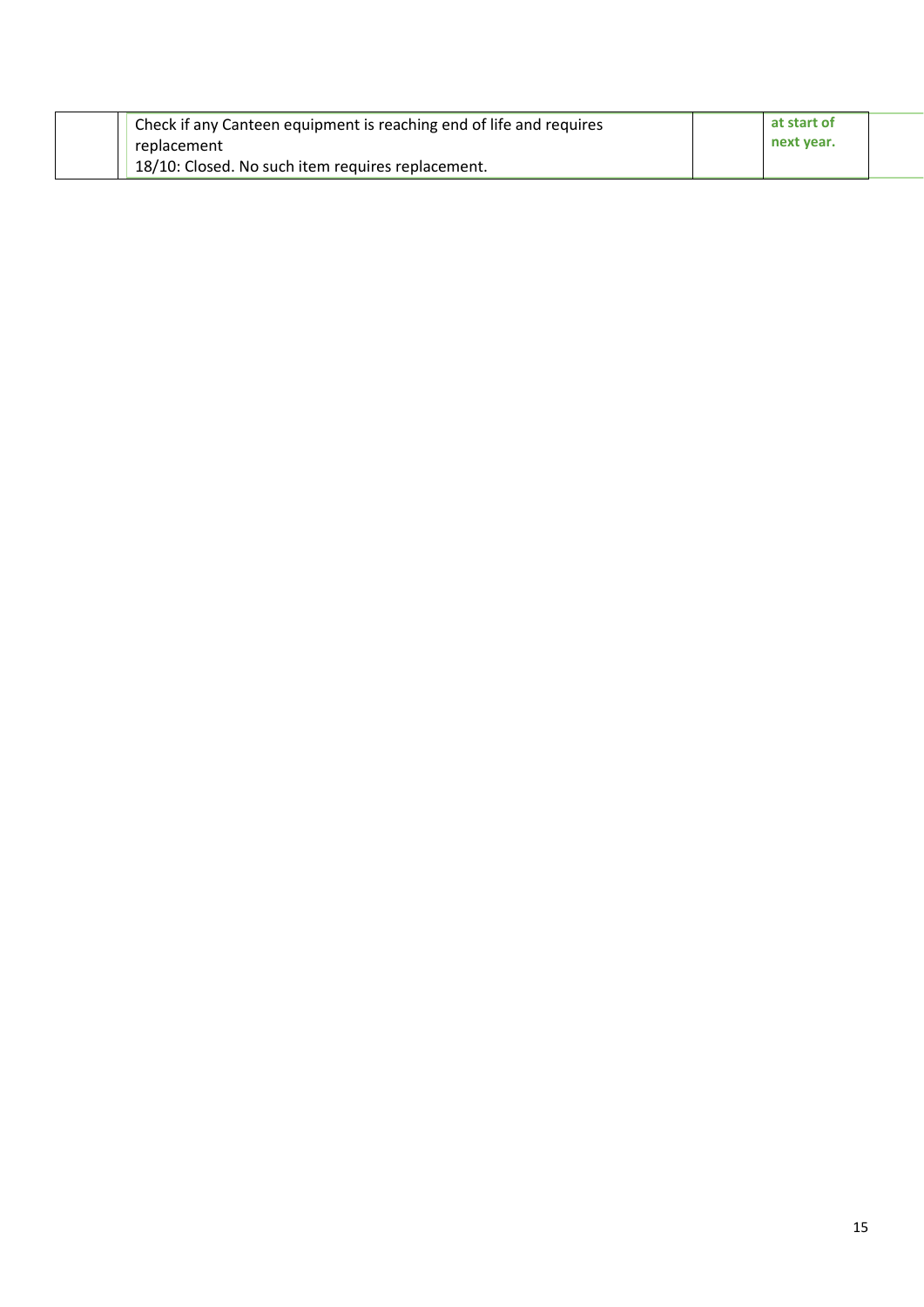| | | | | |
|---|---|---|---|---|
| | Check if any Canteen equipment is reaching end of life and requires replacement<br>18/10: Closed. No such item requires replacement. | | **at start of next year.** | |